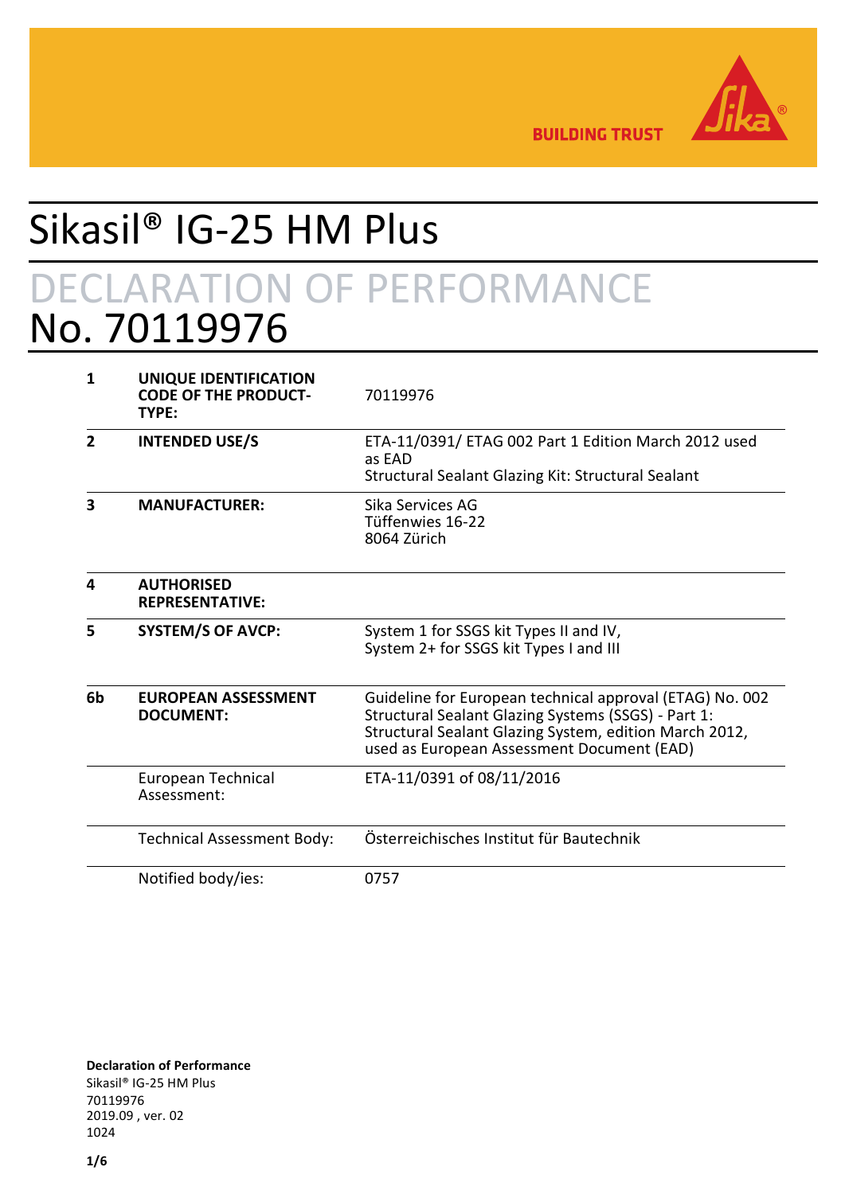# Sikasil® IG-25 HM Plus

## DECLARATION OF PERFORMANCE
## No. 70119976

| | | |
|---|---|---|
| **1** | **UNIQUE IDENTIFICATION CODE OF THE PRODUCT-TYPE:** | 70119976 |
| **2** | **INTENDED USE/S** | ETA-11/0391/ ETAG 002 Part 1 Edition March 2012 used as EAD<br>Structural Sealant Glazing Kit: Structural Sealant |
| **3** | **MANUFACTURER:** | Sika Services AG<br>Tüffenwies 16-22<br>8064 Zürich |
| **4** | **AUTHORISED REPRESENTATIVE:** | |
| **5** | **SYSTEM/S OF AVCP:** | System 1 for SSGS kit Types II and IV,<br>System 2+ for SSGS kit Types I and III |
| **6b** | **EUROPEAN ASSESSMENT DOCUMENT:** | Guideline for European technical approval (ETAG) No. 002 Structural Sealant Glazing Systems (SSGS) - Part 1: Structural Sealant Glazing System, edition March 2012, used as European Assessment Document (EAD) |
| | European Technical Assessment: | ETA-11/0391 of 08/11/2016 |
| | Technical Assessment Body: | Österreichisches Institut für Bautechnik |
| | Notified body/ies: | 0757 |

**Declaration of Performance**
Sikasil® IG-25 HM Plus
70119976
2019.09 , ver. 02
1024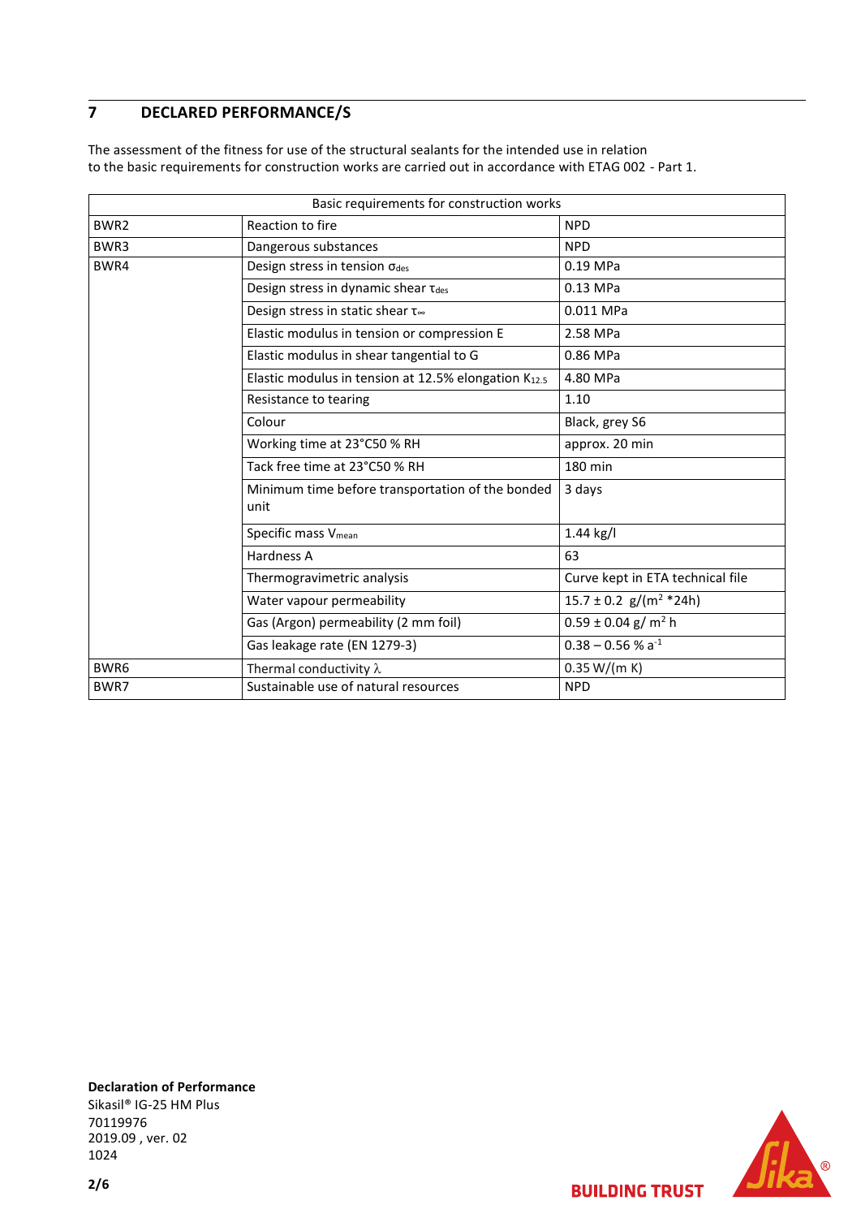## 7 DECLARED PERFORMANCE/S

The assessment of the fitness for use of the structural sealants for the intended use in relation to the basic requirements for construction works are carried out in accordance with ETAG 002 - Part 1.

| Basic requirements for construction works | | |
|---|---|---|
| BWR2 | Reaction to fire | NPD |
| BWR3 | Dangerous substances | NPD |
| BWR4 | Design stress in tension $\sigma_{des}$ | 0.19 MPa |
| | Design stress in dynamic shear $\tau_{des}$ | 0.13 MPa |
| | Design stress in static shear $\tau_{\infty}$ | 0.011 MPa |
| | Elastic modulus in tension or compression E | 2.58 MPa |
| | Elastic modulus in shear tangential to G | 0.86 MPa |
| | Elastic modulus in tension at 12.5% elongation $K_{12.5}$ | 4.80 MPa |
| | Resistance to tearing | 1.10 |
| | Colour | Black, grey S6 |
| | Working time at 23°C50 % RH | approx. 20 min |
| | Tack free time at 23°C50 % RH | 180 min |
| | Minimum time before transportation of the bonded unit | 3 days |
| | Specific mass $V_{mean}$ | 1.44 kg/l |
| | Hardness A | 63 |
| | Thermogravimetric analysis | Curve kept in ETA technical file |
| | Water vapour permeability | 15.7 ± 0.2 g/($m^2$ *24h) |
| | Gas (Argon) permeability (2 mm foil) | 0.59 ± 0.04 g/ $m^2$ h |
| | Gas leakage rate (EN 1279-3) | 0.38 – 0.56 % $a^{-1}$ |
| BWR6 | Thermal conductivity $\lambda$ | 0.35 W/(m K) |
| BWR7 | Sustainable use of natural resources | NPD |

**Declaration of Performance**
Sikasil® IG-25 HM Plus
70119976
2019.09 , ver. 02
1024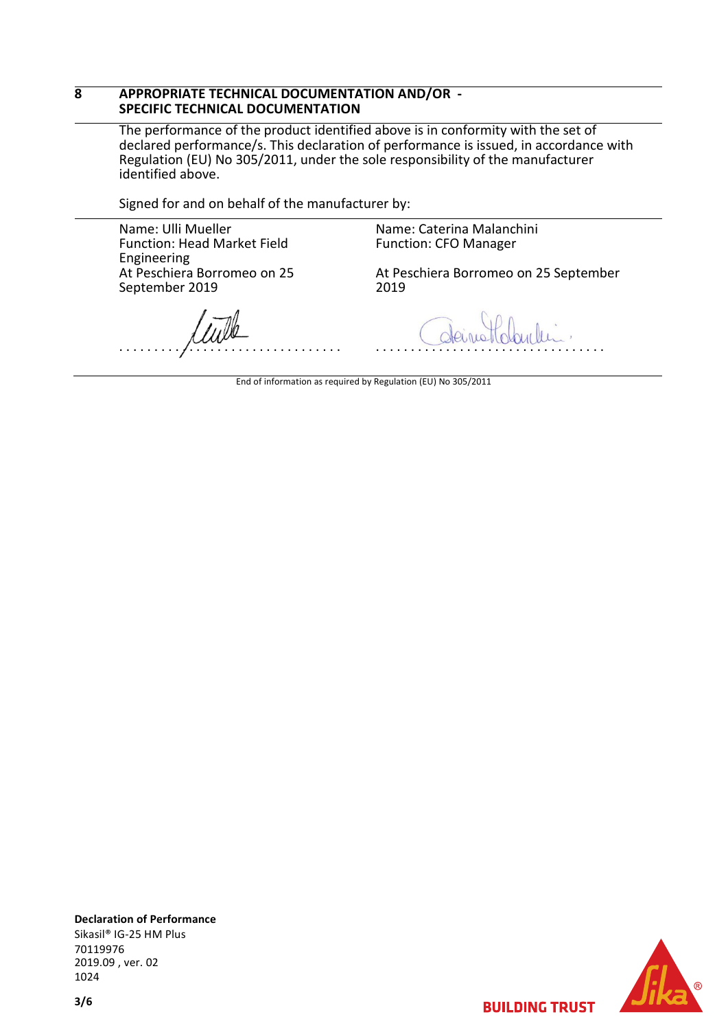## 8 APPROPRIATE TECHNICAL DOCUMENTATION AND/OR - SPECIFIC TECHNICAL DOCUMENTATION

The performance of the product identified above is in conformity with the set of declared performance/s. This declaration of performance is issued, in accordance with Regulation (EU) No 305/2011, under the sole responsibility of the manufacturer identified above.

Signed for and on behalf of the manufacturer by:

| | |
|---|---|
| Name: Ulli Mueller<br>Function: Head Market Field Engineering<br>At Peschiera Borromeo on 25 September 2019 | Name: Caterina Malanchini<br>Function: CFO Manager<br><br>At Peschiera Borromeo on 25 September 2019 |
| ................................ | ................................ |

End of information as required by Regulation (EU) No 305/2011

**Declaration of Performance**
Sikasil® IG-25 HM Plus
70119976
2019.09 , ver. 02
1024

**BUILDING TRUST**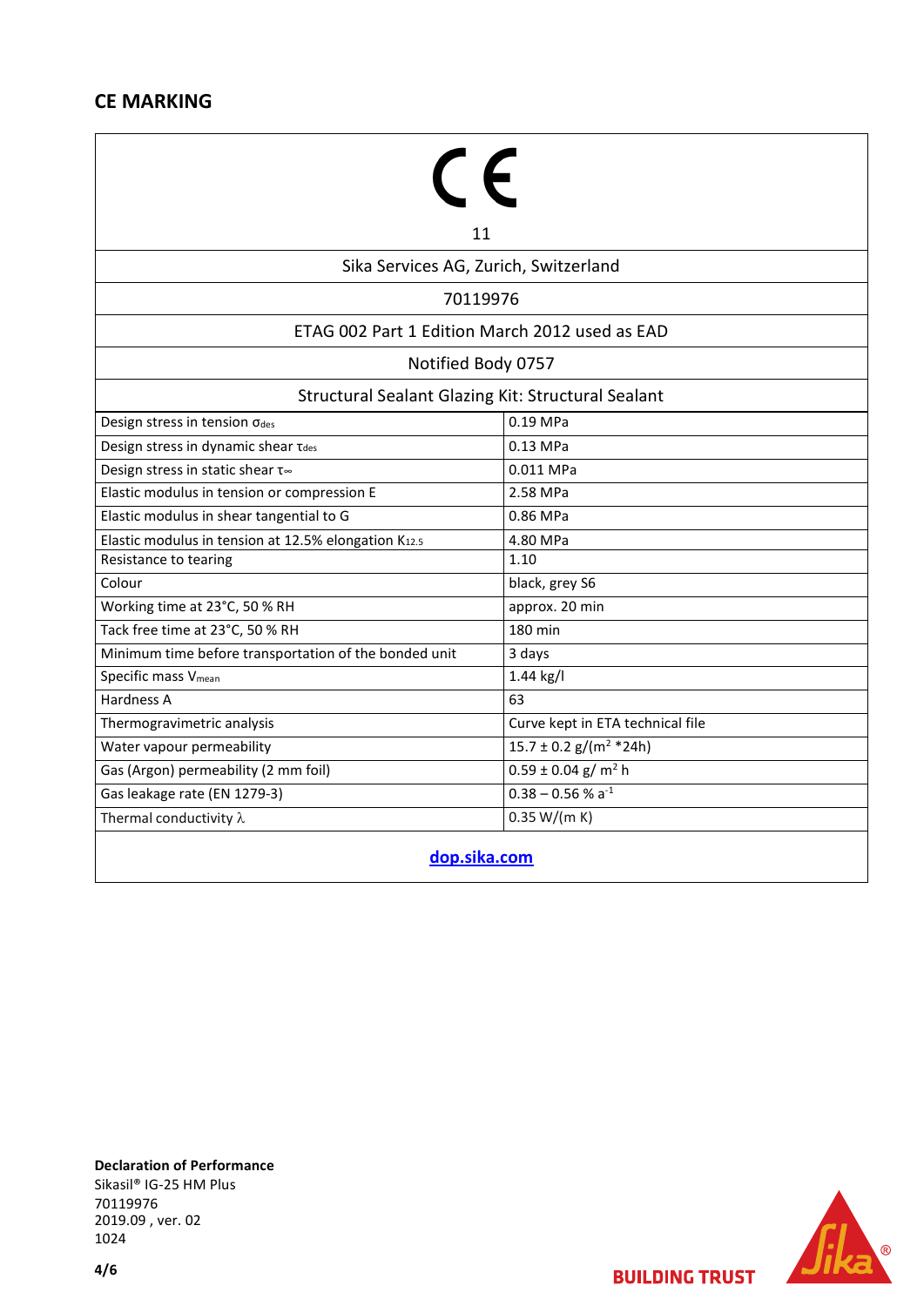## CE MARKING

| CE<br>11 | |
|---|---|
| Sika Services AG, Zurich, Switzerland | |
| 70119976 | |
| ETAG 002 Part 1 Edition March 2012 used as EAD | |
| Notified Body 0757 | |
| Structural Sealant Glazing Kit: Structural Sealant | |
| Design stress in tension $\sigma_{des}$ | 0.19 MPa |
| Design stress in dynamic shear $\tau_{des}$ | 0.13 MPa |
| Design stress in static shear $\tau_{\infty}$ | 0.011 MPa |
| Elastic modulus in tension or compression E | 2.58 MPa |
| Elastic modulus in shear tangential to G | 0.86 MPa |
| Elastic modulus in tension at 12.5% elongation $K_{12.5}$ | 4.80 MPa |
| Resistance to tearing | 1.10 |
| Colour | black, grey S6 |
| Working time at 23°C, 50 % RH | approx. 20 min |
| Tack free time at 23°C, 50 % RH | 180 min |
| Minimum time before transportation of the bonded unit | 3 days |
| Specific mass $V_{mean}$ | 1.44 kg/l |
| Hardness A | 63 |
| Thermogravimetric analysis | Curve kept in ETA technical file |
| Water vapour permeability | 15.7 ± 0.2 $g/(m^2 * 24h)$ |
| Gas (Argon) permeability (2 mm foil) | 0.59 ± 0.04 $g/ m^2 h$ |
| Gas leakage rate (EN 1279-3) | 0.38 – 0.56 % $a^{-1}$ |
| Thermal conductivity $\lambda$ | 0.35 W/(m K) |
| dop.sika.com | |

**Declaration of Performance**
Sikasil® IG-25 HM Plus
70119976
2019.09 , ver. 02
1024

BUILDING TRUST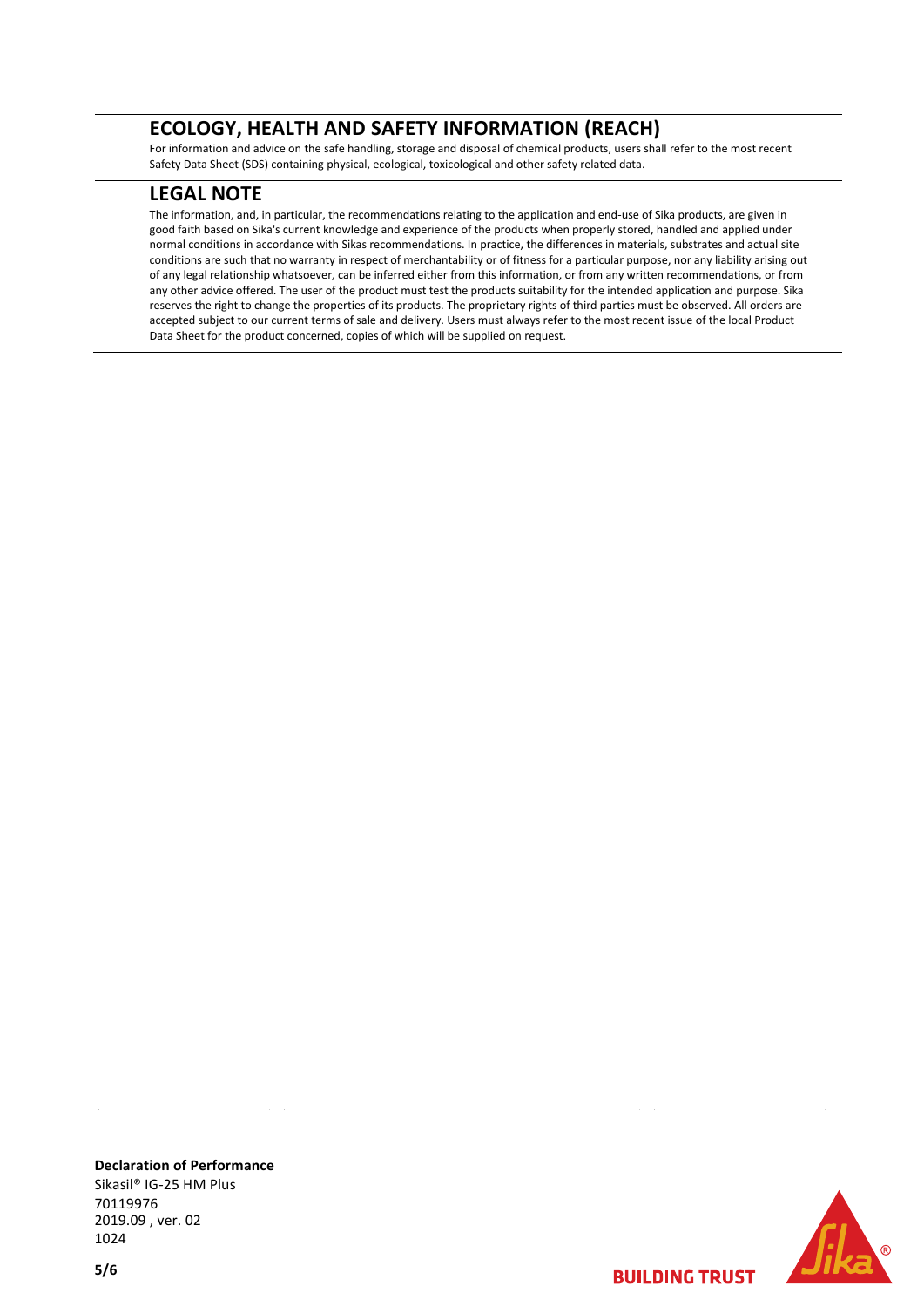## ECOLOGY, HEALTH AND SAFETY INFORMATION (REACH)

For information and advice on the safe handling, storage and disposal of chemical products, users shall refer to the most recent Safety Data Sheet (SDS) containing physical, ecological, toxicological and other safety related data.

## LEGAL NOTE

The information, and, in particular, the recommendations relating to the application and end-use of Sika products, are given in good faith based on Sika's current knowledge and experience of the products when properly stored, handled and applied under normal conditions in accordance with Sikas recommendations. In practice, the differences in materials, substrates and actual site conditions are such that no warranty in respect of merchantability or of fitness for a particular purpose, nor any liability arising out of any legal relationship whatsoever, can be inferred either from this information, or from any written recommendations, or from any other advice offered. The user of the product must test the products suitability for the intended application and purpose. Sika reserves the right to change the properties of its products. The proprietary rights of third parties must be observed. All orders are accepted subject to our current terms of sale and delivery. Users must always refer to the most recent issue of the local Product Data Sheet for the product concerned, copies of which will be supplied on request.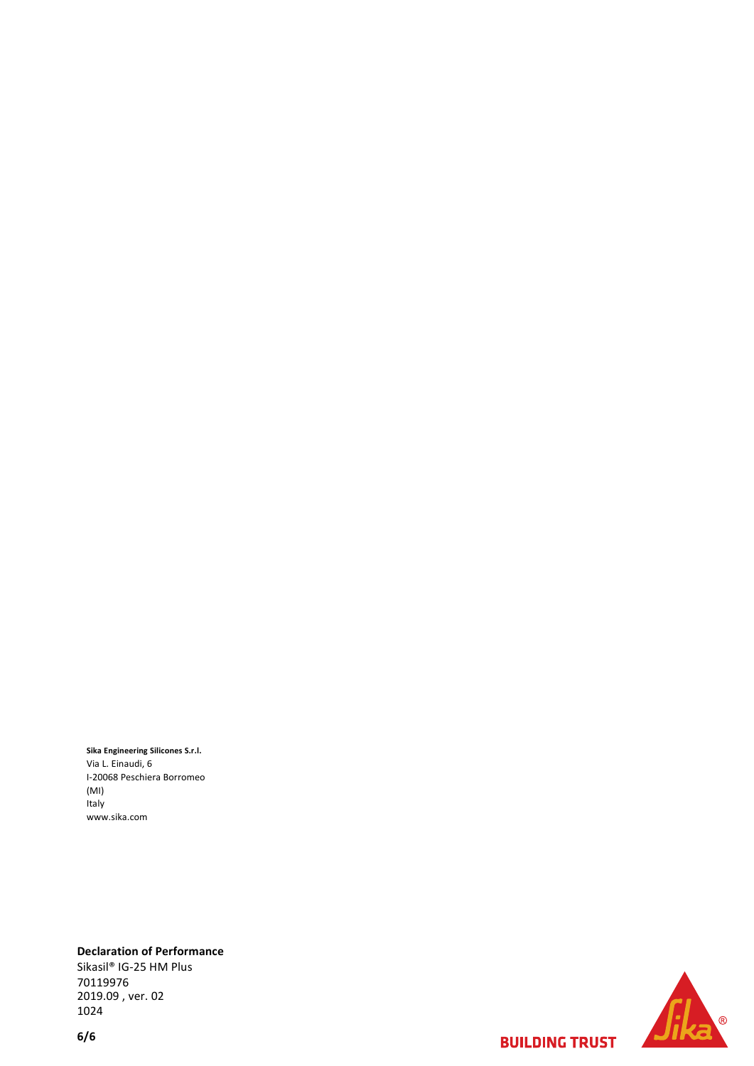**Sika Engineering Silicones S.r.l.**
Via L. Einaudi, 6
I-20068 Peschiera Borromeo
(MI)
Italy
www.sika.com

**Declaration of Performance**
Sikasil® IG-25 HM Plus
70119976
2019.09 , ver. 02
1024

BUILDING TRUST